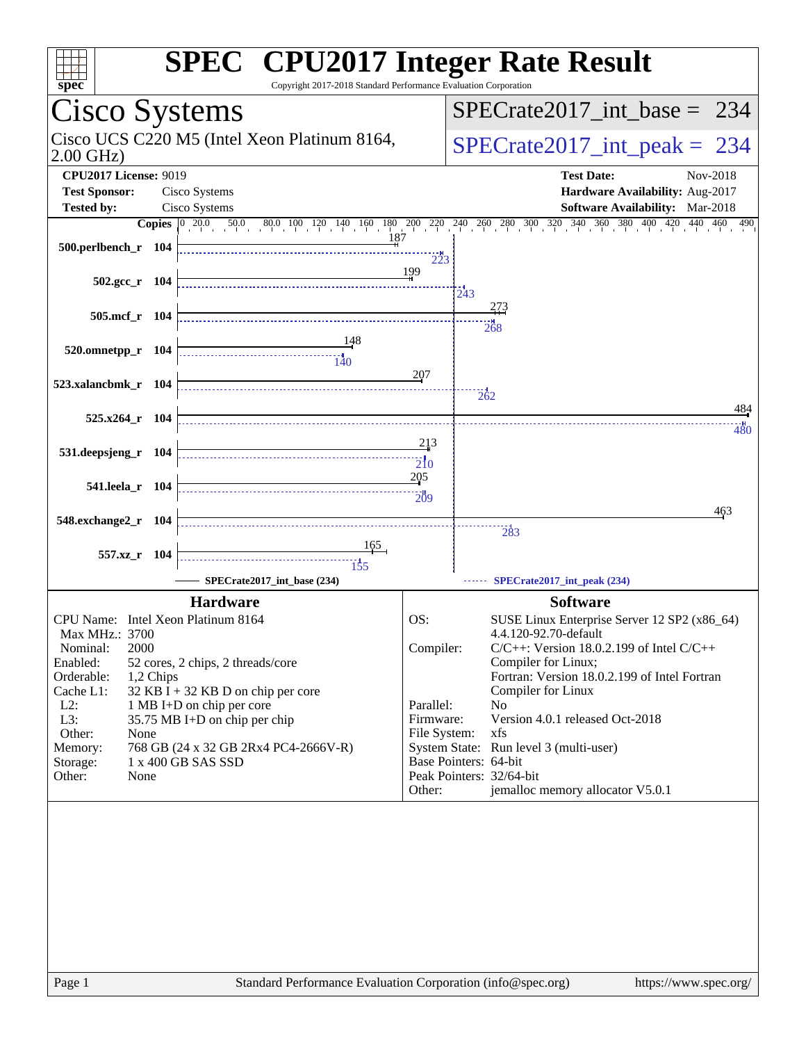# SPEC CPU2017 Integer Rate Result

Copyright 2017-2018 Standard Performance Evaluation Corporation

## Cisco Systems

Cisco UCS C220 M5 (Intel Xeon Platinum 8164, 2.00 GHz)

SPECrate2017_int_base = 234

SPECrate2017_int_peak = 234

| | | | |
|---|---|---|---|
| **CPU2017 License:** | 9019 | **Test Date:** | Nov-2018 |
| **Test Sponsor:** | Cisco Systems | **Hardware Availability:** | Aug-2017 |
| **Tested by:** | Cisco Systems | **Software Availability:** | Mar-2018 |

| Benchmark | Copies | Base | Peak |
|---|---|---|---|
| 500.perlbench_r | 104 | 187 | 223 |
| 502.gcc_r | 104 | 199 | 243 |
| 505.mcf_r | 104 | 273 | 268 |
| 520.omnetpp_r | 104 | 148 | 140 |
| 523.xalancbmk_r | 104 | 207 | 262 |
| 525.x264_r | 104 | 484 | 480 |
| 531.deepsjeng_r | 104 | 213 | 210 |
| 541.leela_r | 104 | 205 | 209 |
| 548.exchange2_r | 104 | 463 | 283 |
| 557.xz_r | 104 | 165 | 155 |

SPECrate2017_int_base (234)

SPECrate2017_int_peak (234)

### Hardware

| | |
|---|---|
| CPU Name: | Intel Xeon Platinum 8164 |
| Max MHz.: | 3700 |
| Nominal: | 2000 |
| Enabled: | 52 cores, 2 chips, 2 threads/core |
| Orderable: | 1,2 Chips |
| Cache L1: | 32 KB I + 32 KB D on chip per core |
| L2: | 1 MB I+D on chip per core |
| L3: | 35.75 MB I+D on chip per chip |
| Other: | None |
| Memory: | 768 GB (24 x 32 GB 2Rx4 PC4-2666V-R) |
| Storage: | 1 x 400 GB SAS SSD |
| Other: | None |

### Software

| | |
|---|---|
| OS: | SUSE Linux Enterprise Server 12 SP2 (x86_64) 4.4.120-92.70-default |
| Compiler: | C/C++: Version 18.0.2.199 of Intel C/C++ Compiler for Linux; Fortran: Version 18.0.2.199 of Intel Fortran Compiler for Linux |
| Parallel: | No |
| Firmware: | Version 4.0.1 released Oct-2018 |
| File System: | xfs |
| System State: | Run level 3 (multi-user) |
| Base Pointers: | 64-bit |
| Peak Pointers: | 32/64-bit |
| Other: | jemalloc memory allocator V5.0.1 |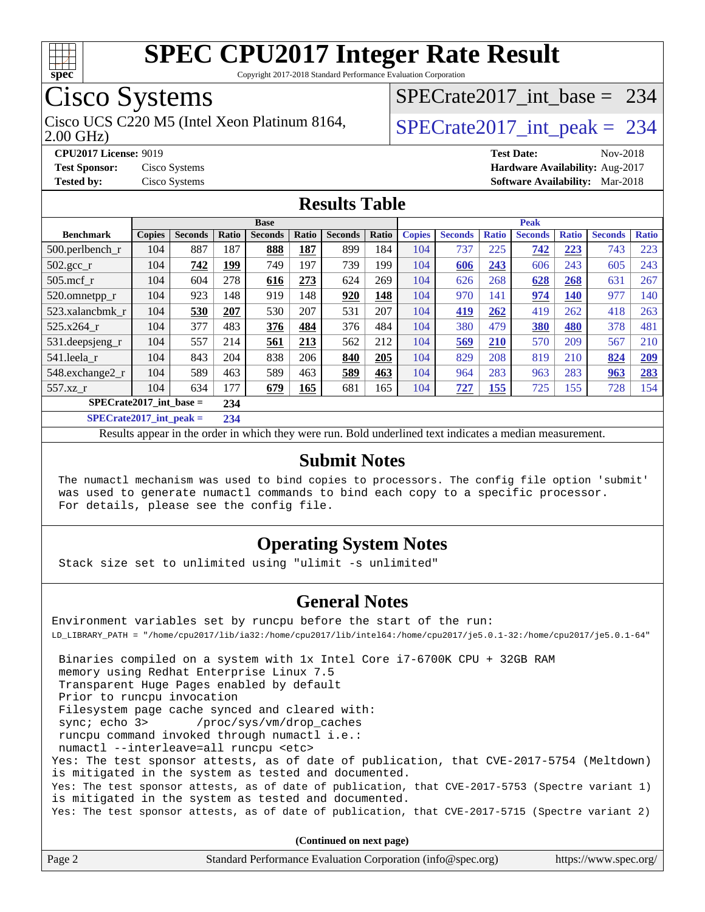# SPEC CPU2017 Integer Rate Result

Copyright 2017-2018 Standard Performance Evaluation Corporation

## Cisco Systems

Cisco UCS C220 M5 (Intel Xeon Platinum 8164, 2.00 GHz)

SPECrate2017_int_base = 234

SPECrate2017_int_peak = 234

**CPU2017 License:** 9019
**Test Sponsor:** Cisco Systems
**Tested by:** Cisco Systems

**Test Date:** Nov-2018
**Hardware Availability:** Aug-2017
**Software Availability:** Mar-2018

## Results Table

| Benchmark | Base | | | | | | | Peak | | | | | | |
|---|---|---|---|---|---|---|---|---|---|---|---|---|---|---|
| | Copies | Seconds | Ratio | Seconds | Ratio | Seconds | Ratio | Copies | Seconds | Ratio | Seconds | Ratio | Seconds | Ratio |
| 500.perlbench_r | 104 | 887 | 187 | **888** | **187** | 899 | 184 | 104 | 737 | 225 | **742** | **223** | 743 | 223 |
| 502.gcc_r | 104 | **742** | **199** | 749 | 197 | 739 | 199 | 104 | **606** | **243** | 606 | 243 | 605 | 243 |
| 505.mcf_r | 104 | 604 | 278 | **616** | **273** | 624 | 269 | 104 | 626 | 268 | **628** | **268** | 631 | 267 |
| 520.omnetpp_r | 104 | 923 | 148 | 919 | 148 | **920** | **148** | 104 | 970 | 141 | **974** | **140** | 977 | 140 |
| 523.xalancbmk_r | 104 | **530** | **207** | 530 | 207 | 531 | 207 | 104 | **419** | **262** | 419 | 262 | 418 | 263 |
| 525.x264_r | 104 | 377 | 483 | **376** | **484** | 376 | 484 | 104 | 380 | 479 | **380** | **480** | 378 | 481 |
| 531.deepsjeng_r | 104 | 557 | 214 | **561** | **213** | 562 | 212 | 104 | **569** | **210** | 570 | 209 | 567 | 210 |
| 541.leela_r | 104 | 843 | 204 | 838 | 206 | **840** | **205** | 104 | 829 | 208 | 819 | 210 | **824** | **209** |
| 548.exchange2_r | 104 | 589 | 463 | 589 | 463 | **589** | **463** | 104 | 964 | 283 | 963 | 283 | **963** | **283** |
| 557.xz_r | 104 | 634 | 177 | **679** | **165** | 681 | 165 | 104 | **727** | **155** | 725 | 155 | 728 | 154 |

**SPECrate2017_int_base = 234**

**SPECrate2017_int_peak = 234**

Results appear in the order in which they were run. Bold underlined text indicates a median measurement.

## Submit Notes

```
The numactl mechanism was used to bind copies to processors. The config file option 'submit'
was used to generate numactl commands to bind each copy to a specific processor.
For details, please see the config file.
```

## Operating System Notes

```
Stack size set to unlimited using "ulimit -s unlimited"
```

## General Notes

```
Environment variables set by runcpu before the start of the run:
LD_LIBRARY_PATH = "/home/cpu2017/lib/ia32:/home/cpu2017/lib/intel64:/home/cpu2017/je5.0.1-32:/home/cpu2017/je5.0.1-64"

 Binaries compiled on a system with 1x Intel Core i7-6700K CPU + 32GB RAM
 memory using Redhat Enterprise Linux 7.5
 Transparent Huge Pages enabled by default
 Prior to runcpu invocation
 Filesystem page cache synced and cleared with:
 sync; echo 3>       /proc/sys/vm/drop_caches
 runcpu command invoked through numactl i.e.:
 numactl --interleave=all runcpu <etc>
Yes: The test sponsor attests, as of date of publication, that CVE-2017-5754 (Meltdown)
is mitigated in the system as tested and documented.
Yes: The test sponsor attests, as of date of publication, that CVE-2017-5753 (Spectre variant 1)
is mitigated in the system as tested and documented.
Yes: The test sponsor attests, as of date of publication, that CVE-2017-5715 (Spectre variant 2)
```

**(Continued on next page)**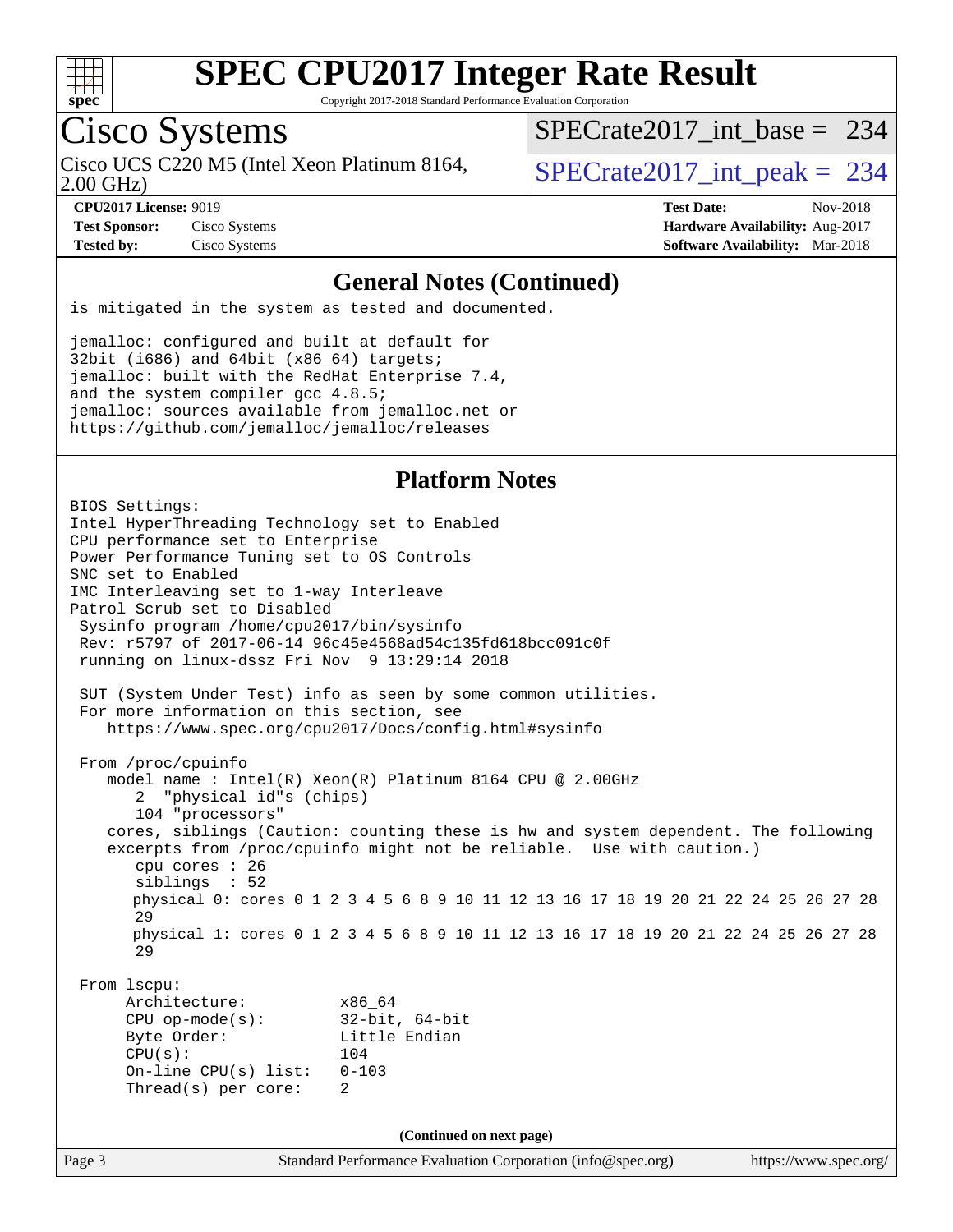## General Notes (Continued)

```
is mitigated in the system as tested and documented.

jemalloc: configured and built at default for
32bit (i686) and 64bit (x86_64) targets;
jemalloc: built with the RedHat Enterprise 7.4,
and the system compiler gcc 4.8.5;
jemalloc: sources available from jemalloc.net or
https://github.com/jemalloc/jemalloc/releases
```

## Platform Notes

```
BIOS Settings:
Intel HyperThreading Technology set to Enabled
CPU performance set to Enterprise
Power Performance Tuning set to OS Controls
SNC set to Enabled
IMC Interleaving set to 1-way Interleave
Patrol Scrub set to Disabled
 Sysinfo program /home/cpu2017/bin/sysinfo
 Rev: r5797 of 2017-06-14 96c45e4568ad54c135fd618bcc091c0f
 running on linux-dssz Fri Nov  9 13:29:14 2018

 SUT (System Under Test) info as seen by some common utilities.
 For more information on this section, see
    https://www.spec.org/cpu2017/Docs/config.html#sysinfo

 From /proc/cpuinfo
    model name : Intel(R) Xeon(R) Platinum 8164 CPU @ 2.00GHz
       2  "physical id"s (chips)
       104 "processors"
    cores, siblings (Caution: counting these is hw and system dependent. The following
    excerpts from /proc/cpuinfo might not be reliable.  Use with caution.)
       cpu cores : 26
       siblings  : 52
       physical 0: cores 0 1 2 3 4 5 6 8 9 10 11 12 13 16 17 18 19 20 21 22 24 25 26 27 28
       29
       physical 1: cores 0 1 2 3 4 5 6 8 9 10 11 12 13 16 17 18 19 20 21 22 24 25 26 27 28
       29

 From lscpu:
      Architecture:          x86_64
      CPU op-mode(s):        32-bit, 64-bit
      Byte Order:            Little Endian
      CPU(s):                104
      On-line CPU(s) list:   0-103
      Thread(s) per core:    2
```

**(Continued on next page)**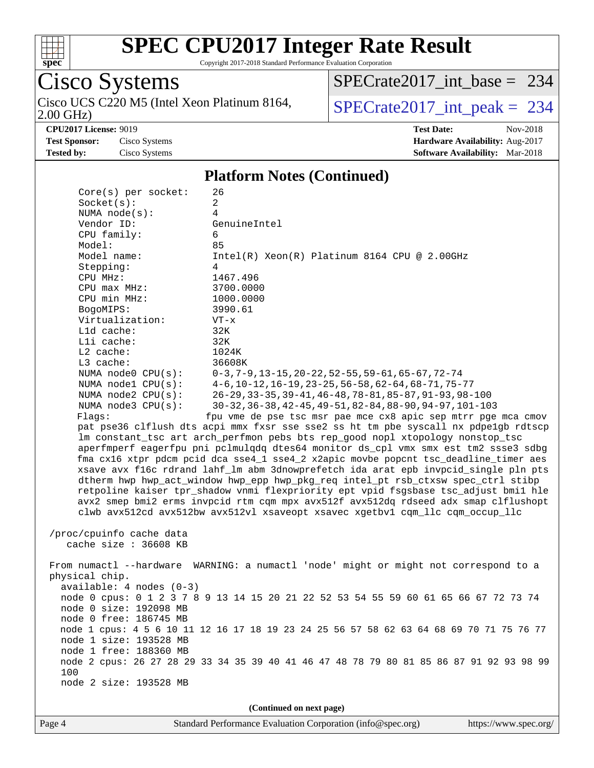## Platform Notes (Continued)

```
     Core(s) per socket:    26
     Socket(s):             2
     NUMA node(s):          4
     Vendor ID:             GenuineIntel
     CPU family:            6
     Model:                 85
     Model name:            Intel(R) Xeon(R) Platinum 8164 CPU @ 2.00GHz
     Stepping:              4
     CPU MHz:               1467.496
     CPU max MHz:           3700.0000
     CPU min MHz:           1000.0000
     BogoMIPS:              3990.61
     Virtualization:        VT-x
     L1d cache:             32K
     L1i cache:             32K
     L2 cache:              1024K
     L3 cache:              36608K
     NUMA node0 CPU(s):     0-3,7-9,13-15,20-22,52-55,59-61,65-67,72-74
     NUMA node1 CPU(s):     4-6,10-12,16-19,23-25,56-58,62-64,68-71,75-77
     NUMA node2 CPU(s):     26-29,33-35,39-41,46-48,78-81,85-87,91-93,98-100
     NUMA node3 CPU(s):     30-32,36-38,42-45,49-51,82-84,88-90,94-97,101-103
     Flags:                fpu vme de pse tsc msr pae mce cx8 apic sep mtrr pge mca cmov
     pat pse36 clflush dts acpi mmx fxsr sse sse2 ss ht tm pbe syscall nx pdpe1gb rdtscp
     lm constant_tsc art arch_perfmon pebs bts rep_good nopl xtopology nonstop_tsc
     aperfmperf eagerfpu pni pclmulqdq dtes64 monitor ds_cpl vmx smx est tm2 ssse3 sdbg
     fma cx16 xtpr pdcm pcid dca sse4_1 sse4_2 x2apic movbe popcnt tsc_deadline_timer aes
     xsave avx f16c rdrand lahf_lm abm 3dnowprefetch ida arat epb invpcid_single pln pts
     dtherm hwp hwp_act_window hwp_epp hwp_pkg_req intel_pt rsb_ctxsw spec_ctrl stibp
     retpoline kaiser tpr_shadow vnmi flexpriority ept vpid fsgsbase tsc_adjust bmi1 hle
     avx2 smep bmi2 erms invpcid rtm cqm mpx avx512f avx512dq rdseed adx smap clflushopt
     clwb avx512cd avx512bw avx512vl xsaveopt xsavec xgetbv1 cqm_llc cqm_occup_llc

 /proc/cpuinfo cache data
    cache size : 36608 KB

 From numactl --hardware  WARNING: a numactl 'node' might or might not correspond to a
 physical chip.
   available: 4 nodes (0-3)
   node 0 cpus: 0 1 2 3 7 8 9 13 14 15 20 21 22 52 53 54 55 59 60 61 65 66 67 72 73 74
   node 0 size: 192098 MB
   node 0 free: 186745 MB
   node 1 cpus: 4 5 6 10 11 12 16 17 18 19 23 24 25 56 57 58 62 63 64 68 69 70 71 75 76 77
   node 1 size: 193528 MB
   node 1 free: 188360 MB
   node 2 cpus: 26 27 28 29 33 34 35 39 40 41 46 47 48 78 79 80 81 85 86 87 91 92 93 98 99
   100
   node 2 size: 193528 MB
```

(Continued on next page)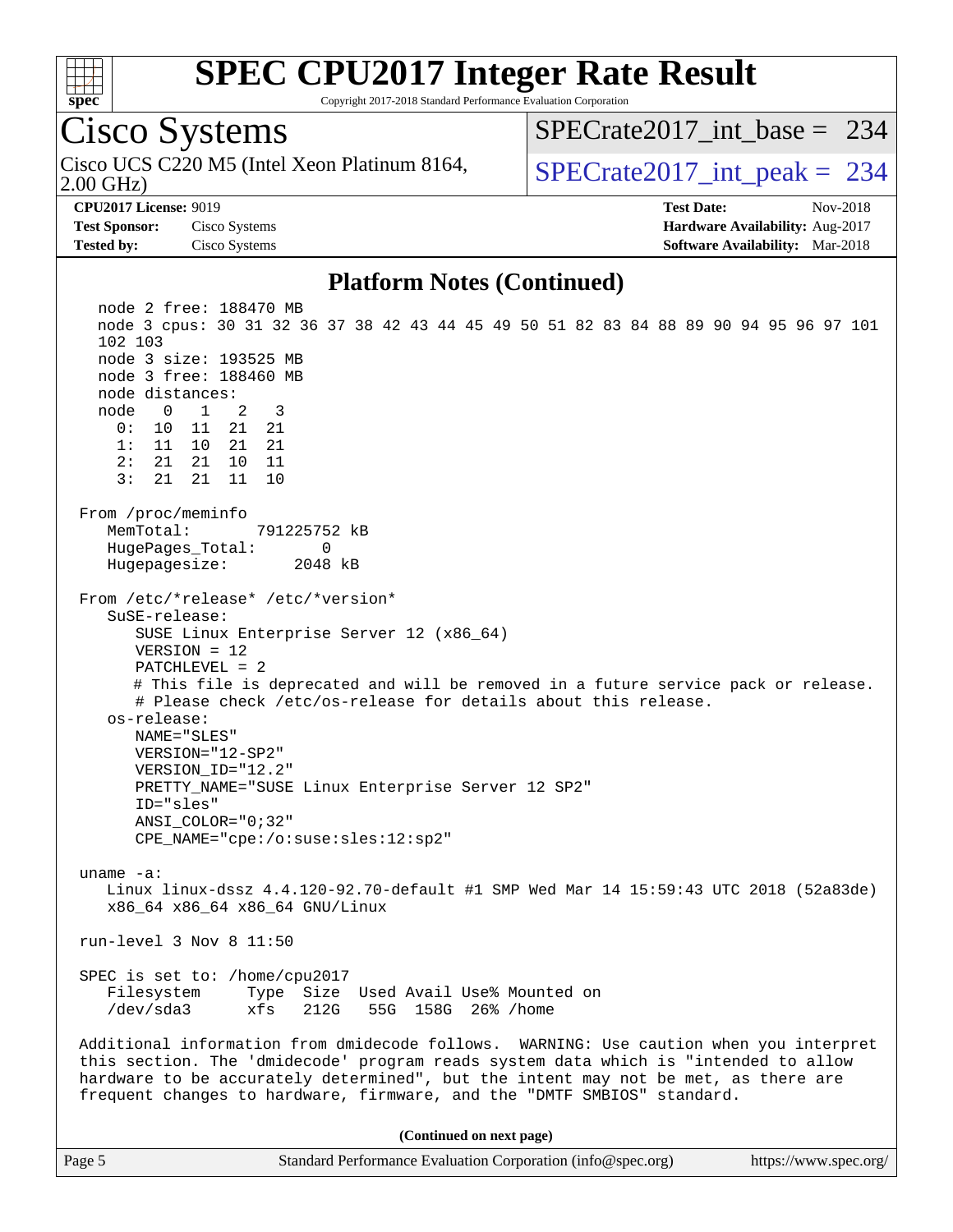# SPEC CPU2017 Integer Rate Result

Copyright 2017-2018 Standard Performance Evaluation Corporation

## Cisco Systems

Cisco UCS C220 M5 (Intel Xeon Platinum 8164, 2.00 GHz)

SPECrate2017_int_base = 234

SPECrate2017_int_peak = 234

**CPU2017 License:** 9019
**Test Sponsor:** Cisco Systems
**Tested by:** Cisco Systems

**Test Date:** Nov-2018
**Hardware Availability:** Aug-2017
**Software Availability:** Mar-2018

### Platform Notes (Continued)

```
   node 2 free: 188470 MB
   node 3 cpus: 30 31 32 36 37 38 42 43 44 45 49 50 51 82 83 84 88 89 90 94 95 96 97 101
   102 103
   node 3 size: 193525 MB
   node 3 free: 188460 MB
   node distances:
   node   0   1   2   3
     0:  10  11  21  21
     1:  11  10  21  21
     2:  21  21  10  11
     3:  21  21  11  10

 From /proc/meminfo
    MemTotal:       791225752 kB
    HugePages_Total:       0
    Hugepagesize:       2048 kB

 From /etc/*release* /etc/*version*
    SuSE-release:
       SUSE Linux Enterprise Server 12 (x86_64)
       VERSION = 12
       PATCHLEVEL = 2
       # This file is deprecated and will be removed in a future service pack or release.
       # Please check /etc/os-release for details about this release.
    os-release:
       NAME="SLES"
       VERSION="12-SP2"
       VERSION_ID="12.2"
       PRETTY_NAME="SUSE Linux Enterprise Server 12 SP2"
       ID="sles"
       ANSI_COLOR="0;32"
       CPE_NAME="cpe:/o:suse:sles:12:sp2"

 uname -a:
    Linux linux-dssz 4.4.120-92.70-default #1 SMP Wed Mar 14 15:59:43 UTC 2018 (52a83de)
    x86_64 x86_64 x86_64 GNU/Linux

 run-level 3 Nov 8 11:50

 SPEC is set to: /home/cpu2017
    Filesystem     Type  Size  Used Avail Use% Mounted on
    /dev/sda3      xfs   212G   55G  158G  26% /home

 Additional information from dmidecode follows.  WARNING: Use caution when you interpret
 this section. The 'dmidecode' program reads system data which is "intended to allow
 hardware to be accurately determined", but the intent may not be met, as there are
 frequent changes to hardware, firmware, and the "DMTF SMBIOS" standard.
```

**(Continued on next page)**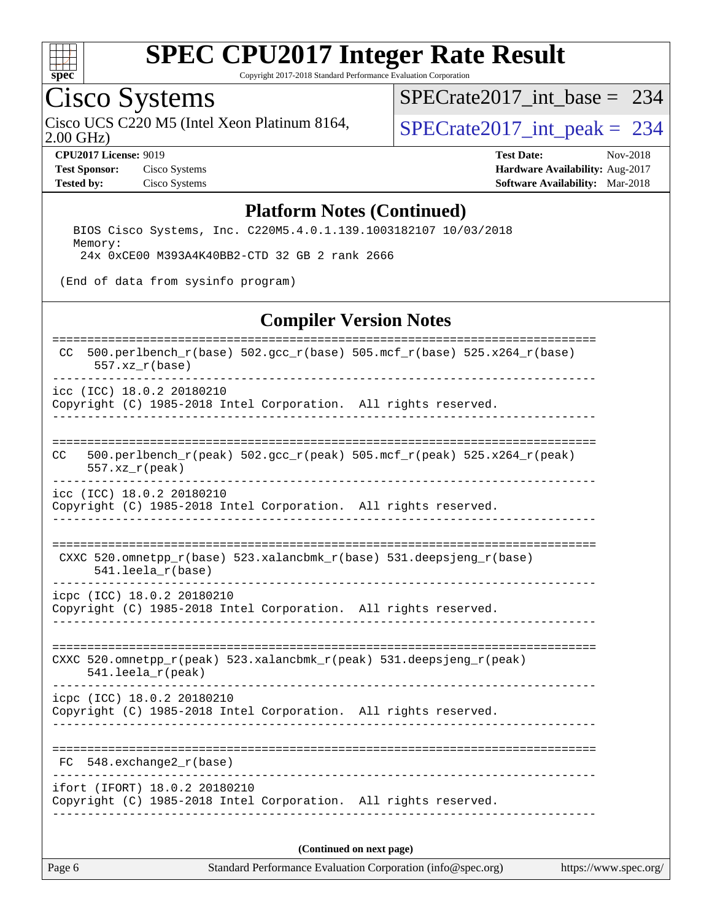## Platform Notes (Continued)

```
    BIOS Cisco Systems, Inc. C220M5.4.0.1.139.1003182107 10/03/2018
    Memory:
     24x 0xCE00 M393A4K40BB2-CTD 32 GB 2 rank 2666

 (End of data from sysinfo program)
```

## Compiler Version Notes

```
==============================================================================
 CC  500.perlbench_r(base) 502.gcc_r(base) 505.mcf_r(base) 525.x264_r(base)
      557.xz_r(base)
------------------------------------------------------------------------------
icc (ICC) 18.0.2 20180210
Copyright (C) 1985-2018 Intel Corporation.  All rights reserved.
------------------------------------------------------------------------------

==============================================================================
CC   500.perlbench_r(peak) 502.gcc_r(peak) 505.mcf_r(peak) 525.x264_r(peak)
     557.xz_r(peak)
------------------------------------------------------------------------------
icc (ICC) 18.0.2 20180210
Copyright (C) 1985-2018 Intel Corporation.  All rights reserved.
------------------------------------------------------------------------------

==============================================================================
 CXXC 520.omnetpp_r(base) 523.xalancbmk_r(base) 531.deepsjeng_r(base)
      541.leela_r(base)
------------------------------------------------------------------------------
icpc (ICC) 18.0.2 20180210
Copyright (C) 1985-2018 Intel Corporation.  All rights reserved.
------------------------------------------------------------------------------

==============================================================================
CXXC 520.omnetpp_r(peak) 523.xalancbmk_r(peak) 531.deepsjeng_r(peak)
     541.leela_r(peak)
------------------------------------------------------------------------------
icpc (ICC) 18.0.2 20180210
Copyright (C) 1985-2018 Intel Corporation.  All rights reserved.
------------------------------------------------------------------------------

==============================================================================
 FC  548.exchange2_r(base)
------------------------------------------------------------------------------
ifort (IFORT) 18.0.2 20180210
Copyright (C) 1985-2018 Intel Corporation.  All rights reserved.
------------------------------------------------------------------------------
```

**(Continued on next page)**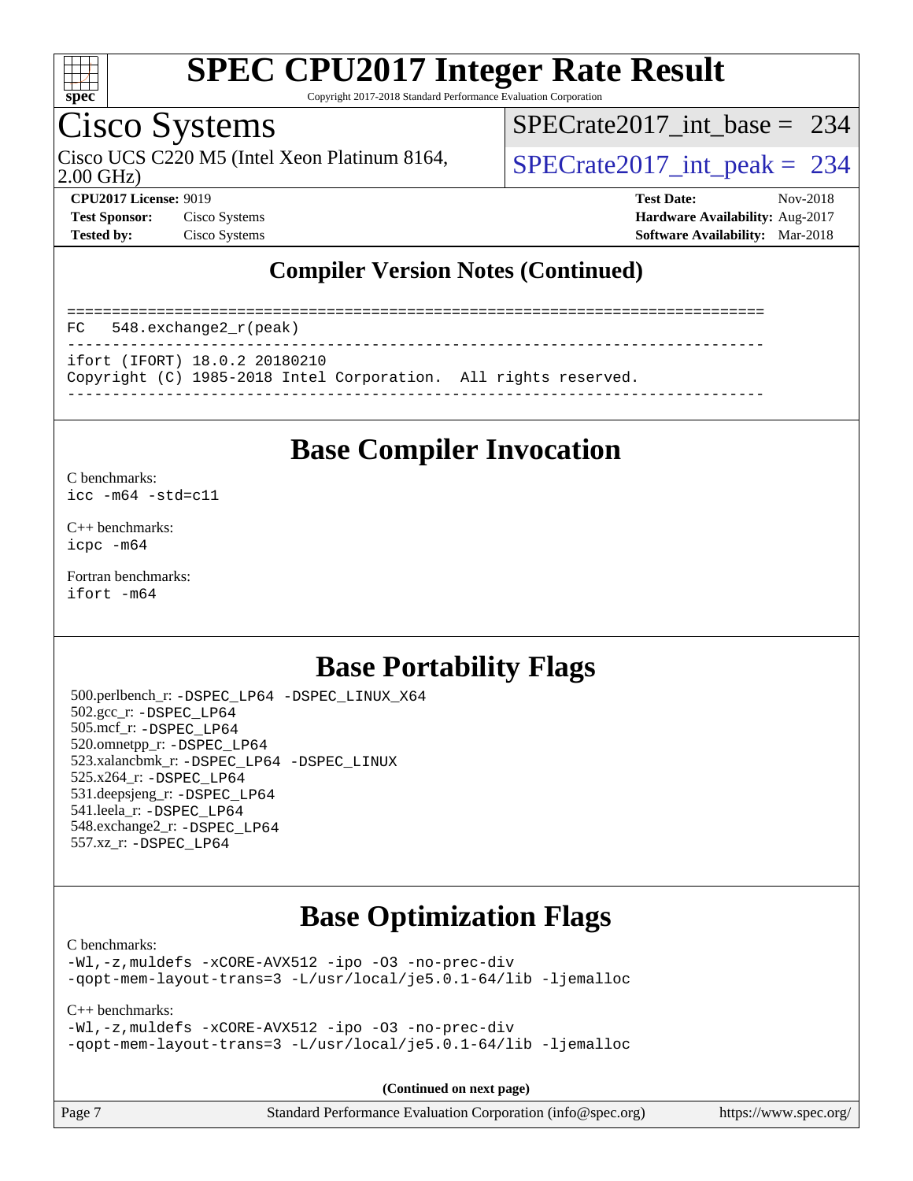## Compiler Version Notes (Continued)

```
==============================================================================
FC   548.exchange2_r(peak)
------------------------------------------------------------------------------
ifort (IFORT) 18.0.2 20180210
Copyright (C) 1985-2018 Intel Corporation.  All rights reserved.
------------------------------------------------------------------------------
```

## Base Compiler Invocation

C benchmarks:
icc -m64 -std=c11

C++ benchmarks:
icpc -m64

Fortran benchmarks:
ifort -m64

## Base Portability Flags

500.perlbench_r: -DSPEC_LP64 -DSPEC_LINUX_X64
502.gcc_r: -DSPEC_LP64
505.mcf_r: -DSPEC_LP64
520.omnetpp_r: -DSPEC_LP64
523.xalancbmk_r: -DSPEC_LP64 -DSPEC_LINUX
525.x264_r: -DSPEC_LP64
531.deepsjeng_r: -DSPEC_LP64
541.leela_r: -DSPEC_LP64
548.exchange2_r: -DSPEC_LP64
557.xz_r: -DSPEC_LP64

## Base Optimization Flags

C benchmarks:
-Wl,-z,muldefs -xCORE-AVX512 -ipo -O3 -no-prec-div
-qopt-mem-layout-trans=3 -L/usr/local/je5.0.1-64/lib -ljemalloc

C++ benchmarks:
-Wl,-z,muldefs -xCORE-AVX512 -ipo -O3 -no-prec-div
-qopt-mem-layout-trans=3 -L/usr/local/je5.0.1-64/lib -ljemalloc

**(Continued on next page)**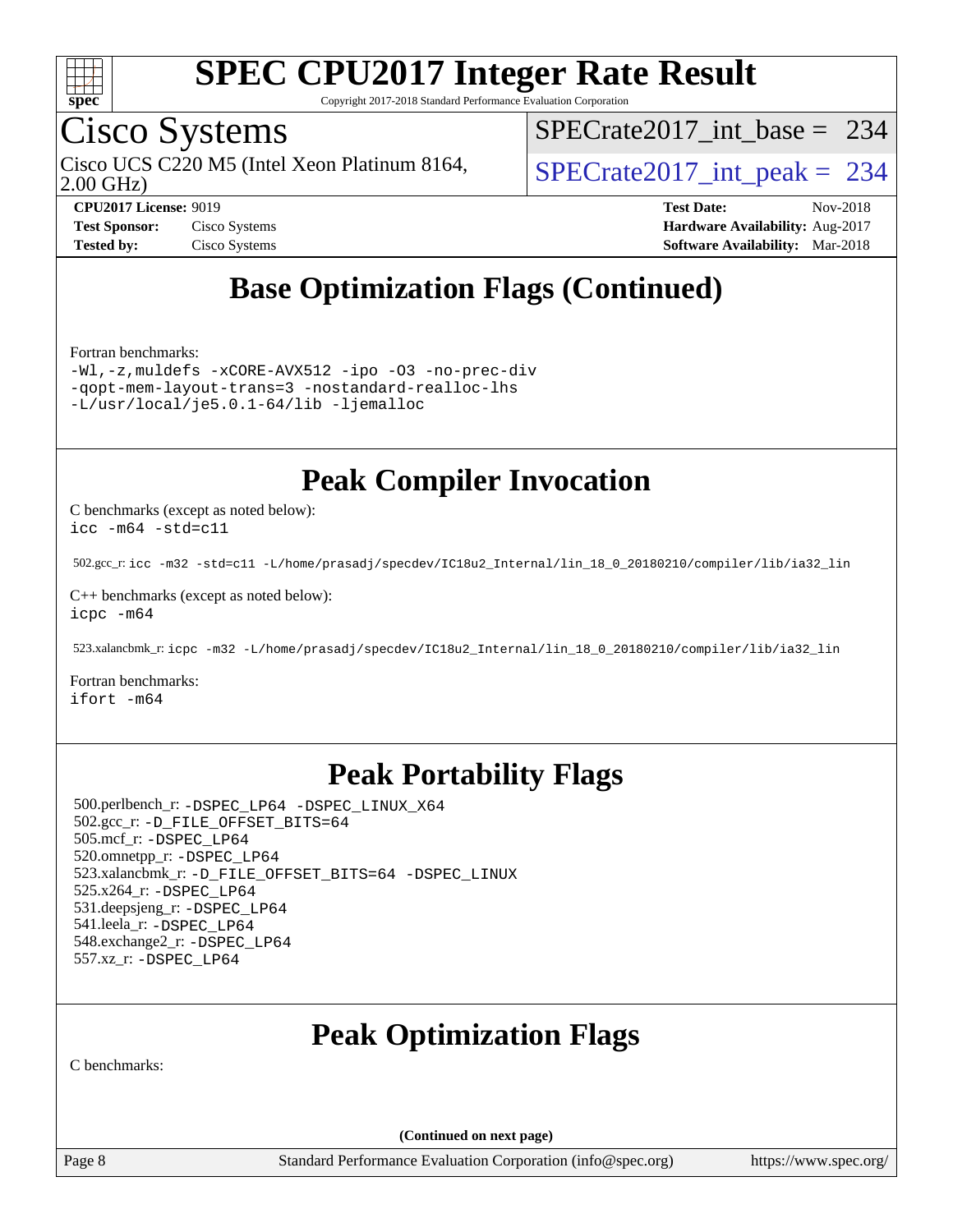# Cisco Systems

Cisco UCS C220 M5 (Intel Xeon Platinum 8164, 2.00 GHz)

SPECrate2017_int_base = 234

SPECrate2017_int_peak = 234

**CPU2017 License:** 9019
**Test Sponsor:** Cisco Systems
**Tested by:** Cisco Systems

**Test Date:** Nov-2018
**Hardware Availability:** Aug-2017
**Software Availability:** Mar-2018

## Base Optimization Flags (Continued)

Fortran benchmarks:

```
-Wl,-z,muldefs -xCORE-AVX512 -ipo -O3 -no-prec-div
-qopt-mem-layout-trans=3 -nostandard-realloc-lhs
-L/usr/local/je5.0.1-64/lib -ljemalloc
```

## Peak Compiler Invocation

C benchmarks (except as noted below):

```
icc -m64 -std=c11
```

502.gcc_r: `icc -m32 -std=c11 -L/home/prasadj/specdev/IC18u2_Internal/lin_18_0_20180210/compiler/lib/ia32_lin`

C++ benchmarks (except as noted below):

```
icpc -m64
```

523.xalancbmk_r: `icpc -m32 -L/home/prasadj/specdev/IC18u2_Internal/lin_18_0_20180210/compiler/lib/ia32_lin`

Fortran benchmarks:

```
ifort -m64
```

## Peak Portability Flags

500.perlbench_r: `-DSPEC_LP64 -DSPEC_LINUX_X64`
502.gcc_r: `-D_FILE_OFFSET_BITS=64`
505.mcf_r: `-DSPEC_LP64`
520.omnetpp_r: `-DSPEC_LP64`
523.xalancbmk_r: `-D_FILE_OFFSET_BITS=64 -DSPEC_LINUX`
525.x264_r: `-DSPEC_LP64`
531.deepsjeng_r: `-DSPEC_LP64`
541.leela_r: `-DSPEC_LP64`
548.exchange2_r: `-DSPEC_LP64`
557.xz_r: `-DSPEC_LP64`

## Peak Optimization Flags

C benchmarks:

(Continued on next page)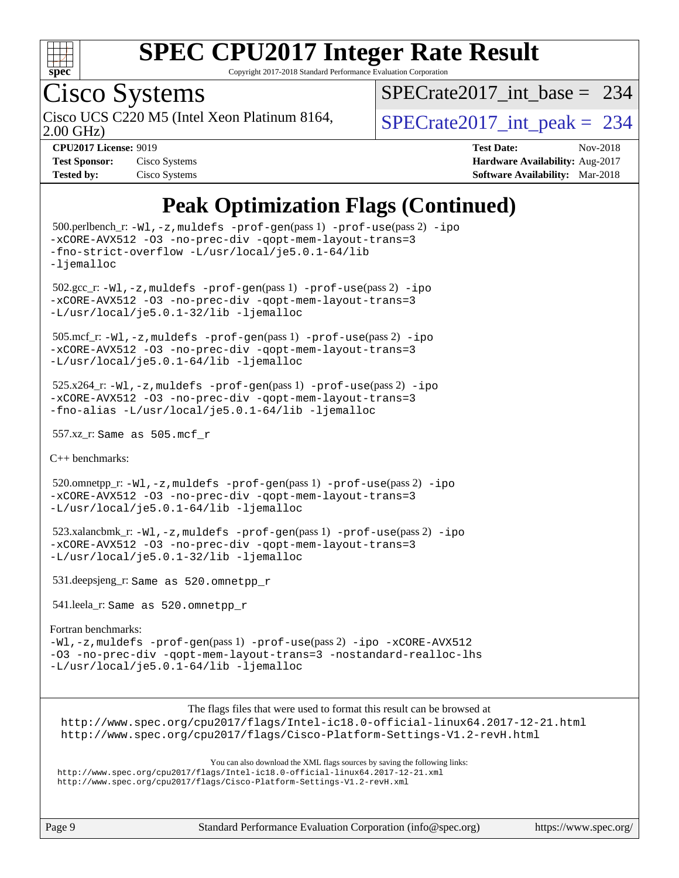# Peak Optimization Flags (Continued)

500.perlbench_r: `-Wl,-z,muldefs -prof-gen`(pass 1) `-prof-use`(pass 2) `-ipo -xCORE-AVX512 -O3 -no-prec-div -qopt-mem-layout-trans=3 -fno-strict-overflow -L/usr/local/je5.0.1-64/lib -ljemalloc`

502.gcc_r: `-Wl,-z,muldefs -prof-gen`(pass 1) `-prof-use`(pass 2) `-ipo -xCORE-AVX512 -O3 -no-prec-div -qopt-mem-layout-trans=3 -L/usr/local/je5.0.1-32/lib -ljemalloc`

505.mcf_r: `-Wl,-z,muldefs -prof-gen`(pass 1) `-prof-use`(pass 2) `-ipo -xCORE-AVX512 -O3 -no-prec-div -qopt-mem-layout-trans=3 -L/usr/local/je5.0.1-64/lib -ljemalloc`

525.x264_r: `-Wl,-z,muldefs -prof-gen`(pass 1) `-prof-use`(pass 2) `-ipo -xCORE-AVX512 -O3 -no-prec-div -qopt-mem-layout-trans=3 -fno-alias -L/usr/local/je5.0.1-64/lib -ljemalloc`

557.xz_r: `Same as 505.mcf_r`

C++ benchmarks:

520.omnetpp_r: `-Wl,-z,muldefs -prof-gen`(pass 1) `-prof-use`(pass 2) `-ipo -xCORE-AVX512 -O3 -no-prec-div -qopt-mem-layout-trans=3 -L/usr/local/je5.0.1-64/lib -ljemalloc`

523.xalancbmk_r: `-Wl,-z,muldefs -prof-gen`(pass 1) `-prof-use`(pass 2) `-ipo -xCORE-AVX512 -O3 -no-prec-div -qopt-mem-layout-trans=3 -L/usr/local/je5.0.1-32/lib -ljemalloc`

531.deepsjeng_r: `Same as 520.omnetpp_r`

541.leela_r: `Same as 520.omnetpp_r`

Fortran benchmarks:

`-Wl,-z,muldefs -prof-gen`(pass 1) `-prof-use`(pass 2) `-ipo -xCORE-AVX512 -O3 -no-prec-div -qopt-mem-layout-trans=3 -nostandard-realloc-lhs -L/usr/local/je5.0.1-64/lib -ljemalloc`

The flags files that were used to format this result can be browsed at

http://www.spec.org/cpu2017/flags/Intel-ic18.0-official-linux64.2017-12-21.html
http://www.spec.org/cpu2017/flags/Cisco-Platform-Settings-V1.2-revH.html

You can also download the XML flags sources by saving the following links:

http://www.spec.org/cpu2017/flags/Intel-ic18.0-official-linux64.2017-12-21.xml
http://www.spec.org/cpu2017/flags/Cisco-Platform-Settings-V1.2-revH.xml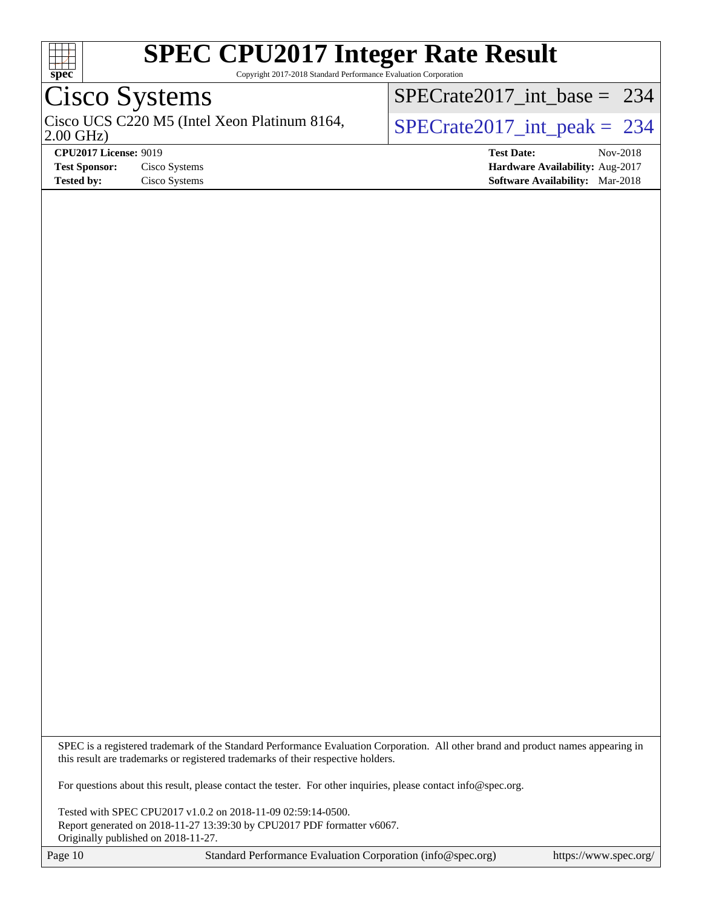SPEC is a registered trademark of the Standard Performance Evaluation Corporation. All other brand and product names appearing in this result are trademarks or registered trademarks of their respective holders.

For questions about this result, please contact the tester. For other inquiries, please contact info@spec.org.

Tested with SPEC CPU2017 v1.0.2 on 2018-11-09 02:59:14-0500.
Report generated on 2018-11-27 13:39:30 by CPU2017 PDF formatter v6067.
Originally published on 2018-11-27.